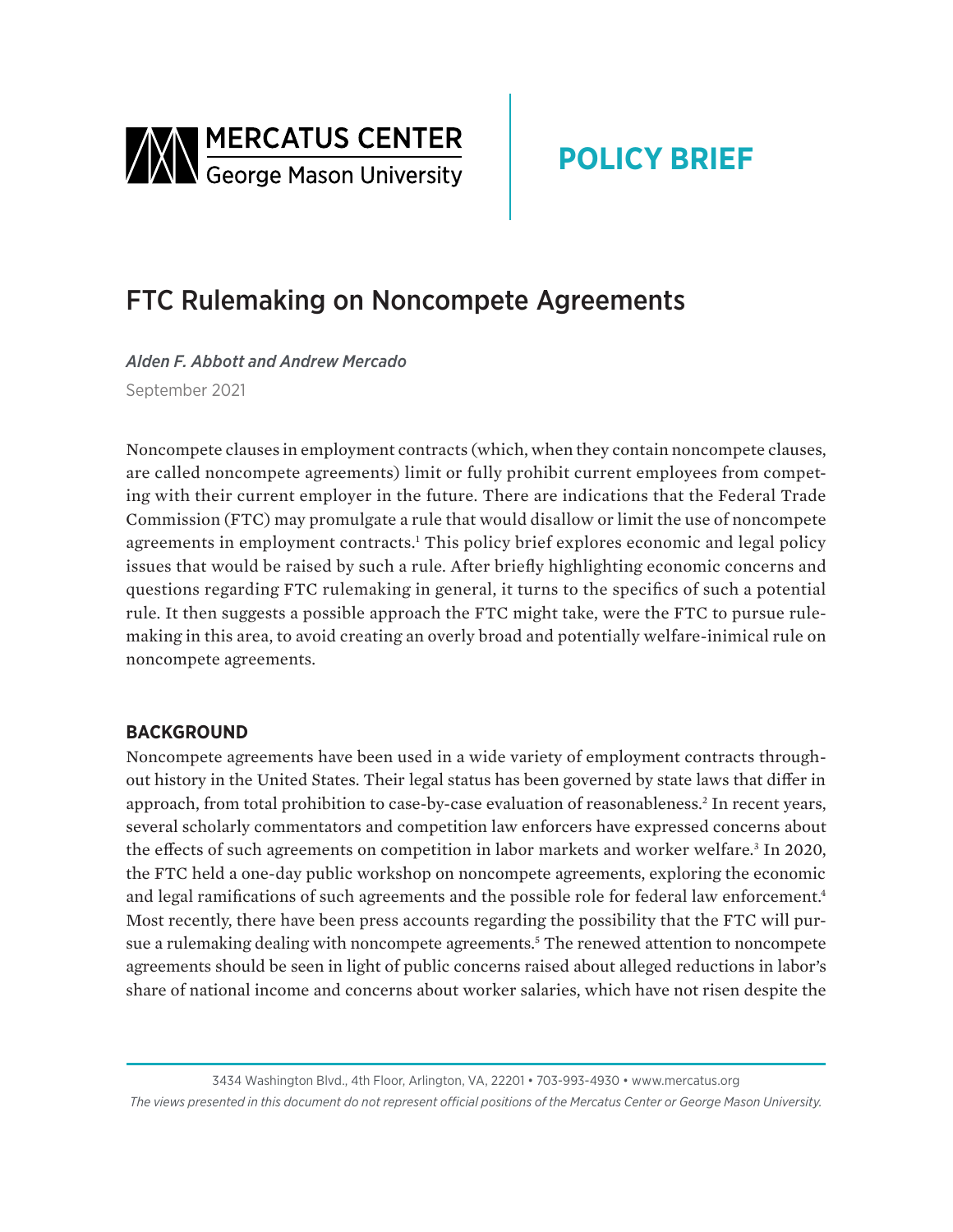MERCATUS CENTER
George Mason University

**POLICY BRIEF**

# FTC Rulemaking on Noncompete Agreements

*Alden F. Abbott and Andrew Mercado*

September 2021

Noncompete clauses in employment contracts (which, when they contain noncompete clauses, are called noncompete agreements) limit or fully prohibit current employees from competing with their current employer in the future. There are indications that the Federal Trade Commission (FTC) may promulgate a rule that would disallow or limit the use of noncompete agreements in employment contracts.[1] This policy brief explores economic and legal policy issues that would be raised by such a rule. After briefly highlighting economic concerns and questions regarding FTC rulemaking in general, it turns to the specifics of such a potential rule. It then suggests a possible approach the FTC might take, were the FTC to pursue rulemaking in this area, to avoid creating an overly broad and potentially welfare-inimical rule on noncompete agreements.

## BACKGROUND

Noncompete agreements have been used in a wide variety of employment contracts throughout history in the United States. Their legal status has been governed by state laws that differ in approach, from total prohibition to case-by-case evaluation of reasonableness.[2] In recent years, several scholarly commentators and competition law enforcers have expressed concerns about the effects of such agreements on competition in labor markets and worker welfare.[3] In 2020, the FTC held a one-day public workshop on noncompete agreements, exploring the economic and legal ramifications of such agreements and the possible role for federal law enforcement.[4] Most recently, there have been press accounts regarding the possibility that the FTC will pursue a rulemaking dealing with noncompete agreements.[5] The renewed attention to noncompete agreements should be seen in light of public concerns raised about alleged reductions in labor's share of national income and concerns about worker salaries, which have not risen despite the

3434 Washington Blvd., 4th Floor, Arlington, VA, 22201 • 703-993-4930 • www.mercatus.org

*The views presented in this document do not represent official positions of the Mercatus Center or George Mason University.*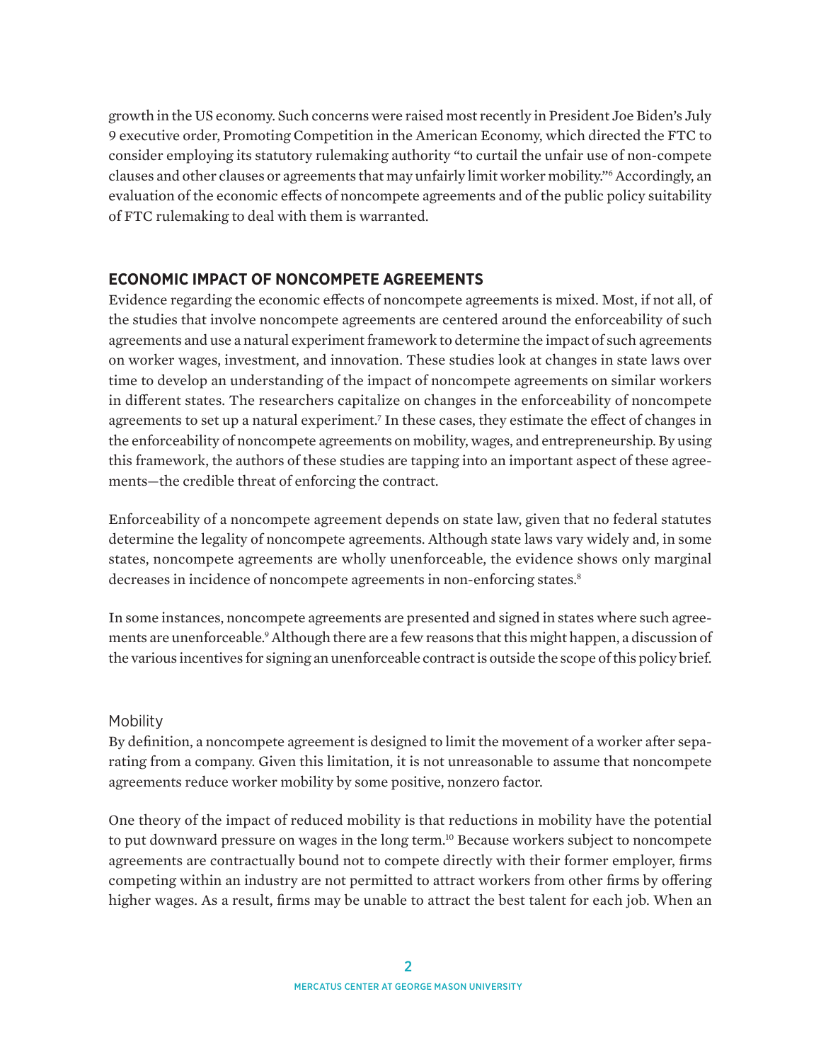growth in the US economy. Such concerns were raised most recently in President Joe Biden's July 9 executive order, Promoting Competition in the American Economy, which directed the FTC to consider employing its statutory rulemaking authority "to curtail the unfair use of non-compete clauses and other clauses or agreements that may unfairly limit worker mobility."[6] Accordingly, an evaluation of the economic effects of noncompete agreements and of the public policy suitability of FTC rulemaking to deal with them is warranted.

## ECONOMIC IMPACT OF NONCOMPETE AGREEMENTS

Evidence regarding the economic effects of noncompete agreements is mixed. Most, if not all, of the studies that involve noncompete agreements are centered around the enforceability of such agreements and use a natural experiment framework to determine the impact of such agreements on worker wages, investment, and innovation. These studies look at changes in state laws over time to develop an understanding of the impact of noncompete agreements on similar workers in different states. The researchers capitalize on changes in the enforceability of noncompete agreements to set up a natural experiment.[7] In these cases, they estimate the effect of changes in the enforceability of noncompete agreements on mobility, wages, and entrepreneurship. By using this framework, the authors of these studies are tapping into an important aspect of these agreements—the credible threat of enforcing the contract.

Enforceability of a noncompete agreement depends on state law, given that no federal statutes determine the legality of noncompete agreements. Although state laws vary widely and, in some states, noncompete agreements are wholly unenforceable, the evidence shows only marginal decreases in incidence of noncompete agreements in non-enforcing states.[8]

In some instances, noncompete agreements are presented and signed in states where such agreements are unenforceable.[9] Although there are a few reasons that this might happen, a discussion of the various incentives for signing an unenforceable contract is outside the scope of this policy brief.

### Mobility

By definition, a noncompete agreement is designed to limit the movement of a worker after separating from a company. Given this limitation, it is not unreasonable to assume that noncompete agreements reduce worker mobility by some positive, nonzero factor.

One theory of the impact of reduced mobility is that reductions in mobility have the potential to put downward pressure on wages in the long term.[10] Because workers subject to noncompete agreements are contractually bound not to compete directly with their former employer, firms competing within an industry are not permitted to attract workers from other firms by offering higher wages. As a result, firms may be unable to attract the best talent for each job. When an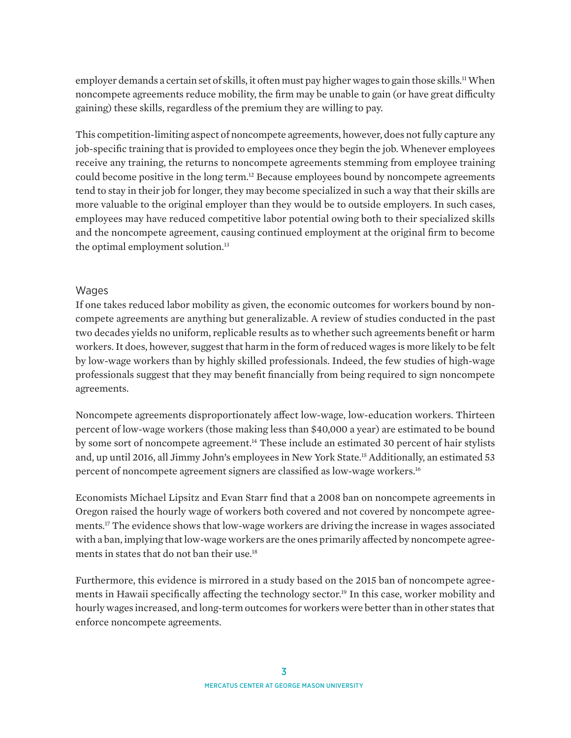employer demands a certain set of skills, it often must pay higher wages to gain those skills.[11] When noncompete agreements reduce mobility, the firm may be unable to gain (or have great difficulty gaining) these skills, regardless of the premium they are willing to pay.

This competition-limiting aspect of noncompete agreements, however, does not fully capture any job-specific training that is provided to employees once they begin the job. Whenever employees receive any training, the returns to noncompete agreements stemming from employee training could become positive in the long term.[12] Because employees bound by noncompete agreements tend to stay in their job for longer, they may become specialized in such a way that their skills are more valuable to the original employer than they would be to outside employers. In such cases, employees may have reduced competitive labor potential owing both to their specialized skills and the noncompete agreement, causing continued employment at the original firm to become the optimal employment solution.[13]

## Wages

If one takes reduced labor mobility as given, the economic outcomes for workers bound by noncompete agreements are anything but generalizable. A review of studies conducted in the past two decades yields no uniform, replicable results as to whether such agreements benefit or harm workers. It does, however, suggest that harm in the form of reduced wages is more likely to be felt by low-wage workers than by highly skilled professionals. Indeed, the few studies of high-wage professionals suggest that they may benefit financially from being required to sign noncompete agreements.

Noncompete agreements disproportionately affect low-wage, low-education workers. Thirteen percent of low-wage workers (those making less than $40,000 a year) are estimated to be bound by some sort of noncompete agreement.[14] These include an estimated 30 percent of hair stylists and, up until 2016, all Jimmy John's employees in New York State.[15] Additionally, an estimated 53 percent of noncompete agreement signers are classified as low-wage workers.[16]

Economists Michael Lipsitz and Evan Starr find that a 2008 ban on noncompete agreements in Oregon raised the hourly wage of workers both covered and not covered by noncompete agreements.[17] The evidence shows that low-wage workers are driving the increase in wages associated with a ban, implying that low-wage workers are the ones primarily affected by noncompete agreements in states that do not ban their use.[18]

Furthermore, this evidence is mirrored in a study based on the 2015 ban of noncompete agreements in Hawaii specifically affecting the technology sector.[19] In this case, worker mobility and hourly wages increased, and long-term outcomes for workers were better than in other states that enforce noncompete agreements.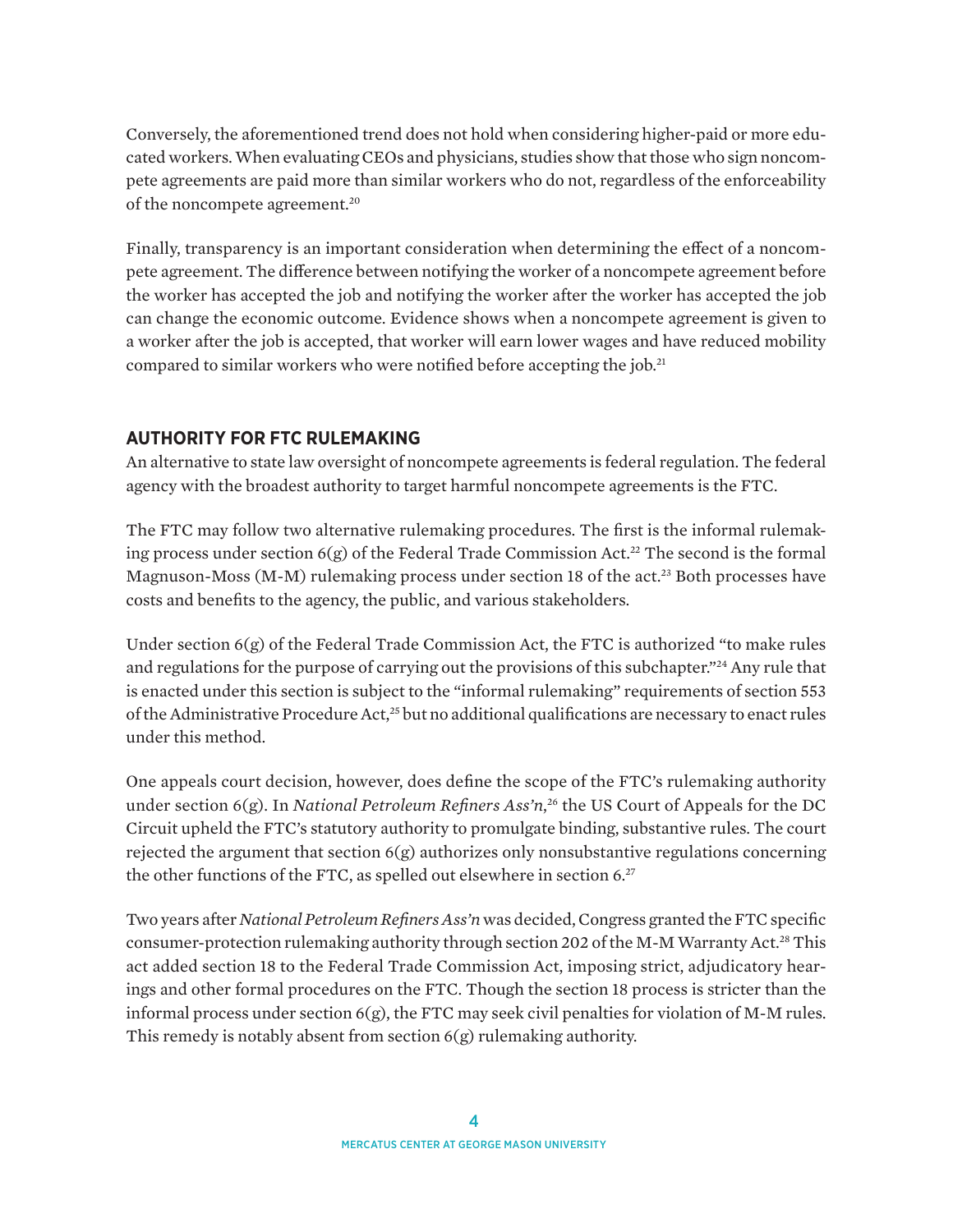Conversely, the aforementioned trend does not hold when considering higher-paid or more educated workers. When evaluating CEOs and physicians, studies show that those who sign noncompete agreements are paid more than similar workers who do not, regardless of the enforceability of the noncompete agreement.[20]

Finally, transparency is an important consideration when determining the effect of a noncompete agreement. The difference between notifying the worker of a noncompete agreement before the worker has accepted the job and notifying the worker after the worker has accepted the job can change the economic outcome. Evidence shows when a noncompete agreement is given to a worker after the job is accepted, that worker will earn lower wages and have reduced mobility compared to similar workers who were notified before accepting the job.[21]

## AUTHORITY FOR FTC RULEMAKING

An alternative to state law oversight of noncompete agreements is federal regulation. The federal agency with the broadest authority to target harmful noncompete agreements is the FTC.

The FTC may follow two alternative rulemaking procedures. The first is the informal rulemaking process under section 6(g) of the Federal Trade Commission Act.[22] The second is the formal Magnuson-Moss (M-M) rulemaking process under section 18 of the act.[23] Both processes have costs and benefits to the agency, the public, and various stakeholders.

Under section 6(g) of the Federal Trade Commission Act, the FTC is authorized "to make rules and regulations for the purpose of carrying out the provisions of this subchapter."[24] Any rule that is enacted under this section is subject to the "informal rulemaking" requirements of section 553 of the Administrative Procedure Act,[25] but no additional qualifications are necessary to enact rules under this method.

One appeals court decision, however, does define the scope of the FTC's rulemaking authority under section 6(g). In *National Petroleum Refiners Ass'n*,[26] the US Court of Appeals for the DC Circuit upheld the FTC's statutory authority to promulgate binding, substantive rules. The court rejected the argument that section 6(g) authorizes only nonsubstantive regulations concerning the other functions of the FTC, as spelled out elsewhere in section 6.[27]

Two years after *National Petroleum Refiners Ass'n* was decided, Congress granted the FTC specific consumer-protection rulemaking authority through section 202 of the M-M Warranty Act.[28] This act added section 18 to the Federal Trade Commission Act, imposing strict, adjudicatory hearings and other formal procedures on the FTC. Though the section 18 process is stricter than the informal process under section 6(g), the FTC may seek civil penalties for violation of M-M rules. This remedy is notably absent from section 6(g) rulemaking authority.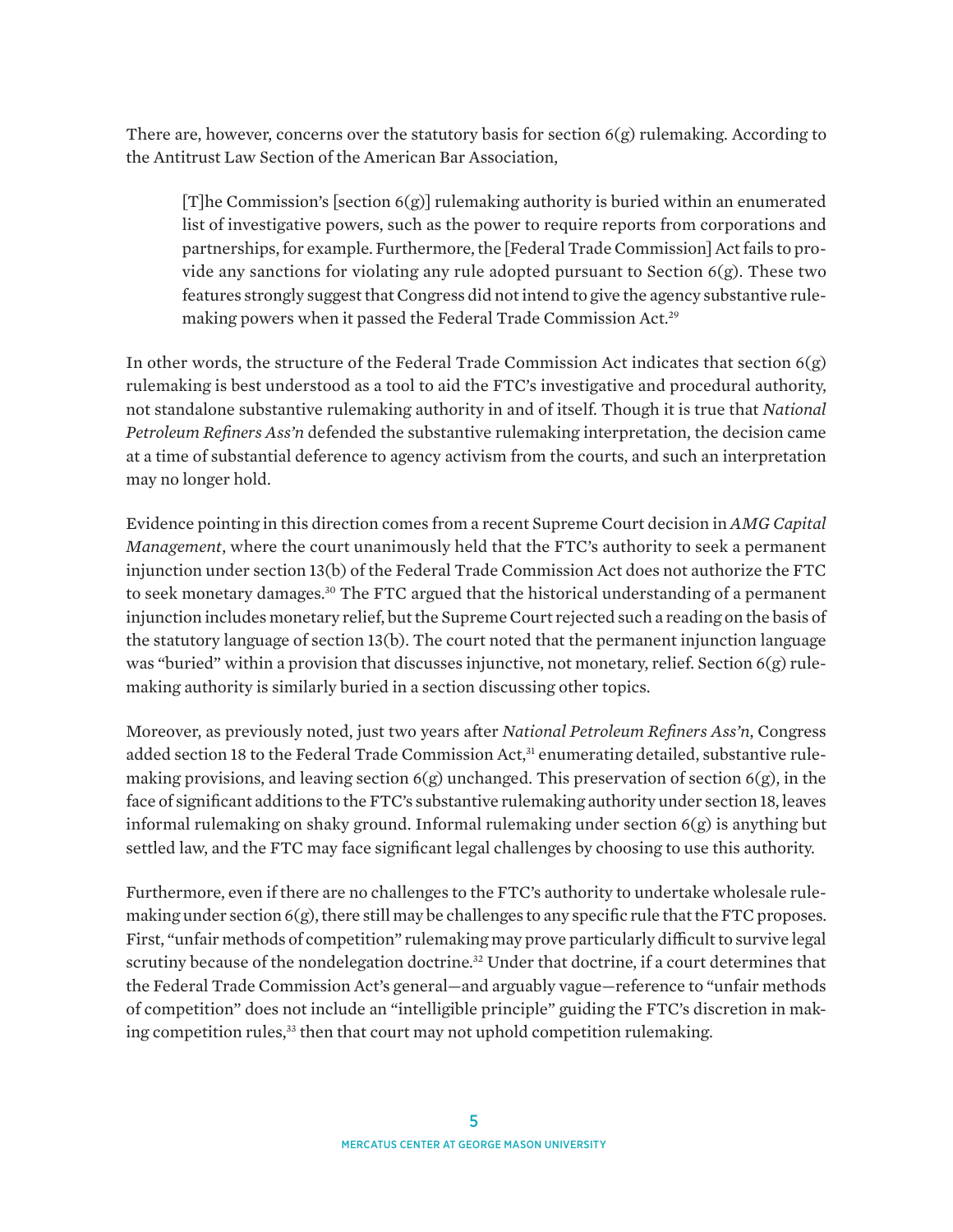There are, however, concerns over the statutory basis for section 6(g) rulemaking. According to the Antitrust Law Section of the American Bar Association,

> [T]he Commission's [section 6(g)] rulemaking authority is buried within an enumerated list of investigative powers, such as the power to require reports from corporations and partnerships, for example. Furthermore, the [Federal Trade Commission] Act fails to provide any sanctions for violating any rule adopted pursuant to Section 6(g). These two features strongly suggest that Congress did not intend to give the agency substantive rulemaking powers when it passed the Federal Trade Commission Act.[29]

In other words, the structure of the Federal Trade Commission Act indicates that section 6(g) rulemaking is best understood as a tool to aid the FTC's investigative and procedural authority, not standalone substantive rulemaking authority in and of itself. Though it is true that *National Petroleum Refiners Ass'n* defended the substantive rulemaking interpretation, the decision came at a time of substantial deference to agency activism from the courts, and such an interpretation may no longer hold.

Evidence pointing in this direction comes from a recent Supreme Court decision in *AMG Capital Management*, where the court unanimously held that the FTC's authority to seek a permanent injunction under section 13(b) of the Federal Trade Commission Act does not authorize the FTC to seek monetary damages.[30] The FTC argued that the historical understanding of a permanent injunction includes monetary relief, but the Supreme Court rejected such a reading on the basis of the statutory language of section 13(b). The court noted that the permanent injunction language was "buried" within a provision that discusses injunctive, not monetary, relief. Section 6(g) rulemaking authority is similarly buried in a section discussing other topics.

Moreover, as previously noted, just two years after *National Petroleum Refiners Ass'n*, Congress added section 18 to the Federal Trade Commission Act,[31] enumerating detailed, substantive rulemaking provisions, and leaving section 6(g) unchanged. This preservation of section 6(g), in the face of significant additions to the FTC's substantive rulemaking authority under section 18, leaves informal rulemaking on shaky ground. Informal rulemaking under section 6(g) is anything but settled law, and the FTC may face significant legal challenges by choosing to use this authority.

Furthermore, even if there are no challenges to the FTC's authority to undertake wholesale rulemaking under section 6(g), there still may be challenges to any specific rule that the FTC proposes. First, "unfair methods of competition" rulemaking may prove particularly difficult to survive legal scrutiny because of the nondelegation doctrine.[32] Under that doctrine, if a court determines that the Federal Trade Commission Act's general—and arguably vague—reference to "unfair methods of competition" does not include an "intelligible principle" guiding the FTC's discretion in making competition rules,[33] then that court may not uphold competition rulemaking.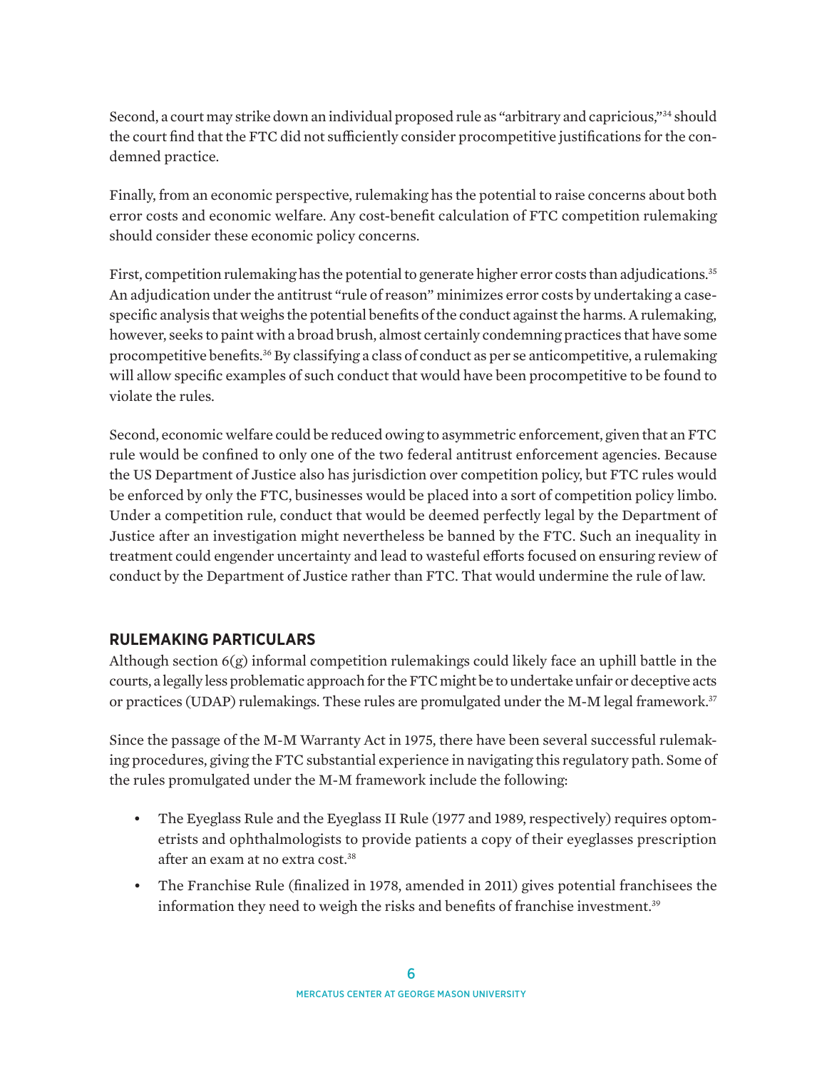Second, a court may strike down an individual proposed rule as "arbitrary and capricious,"[34] should the court find that the FTC did not sufficiently consider procompetitive justifications for the condemned practice.

Finally, from an economic perspective, rulemaking has the potential to raise concerns about both error costs and economic welfare. Any cost-benefit calculation of FTC competition rulemaking should consider these economic policy concerns.

First, competition rulemaking has the potential to generate higher error costs than adjudications.[35] An adjudication under the antitrust "rule of reason" minimizes error costs by undertaking a case-specific analysis that weighs the potential benefits of the conduct against the harms. A rulemaking, however, seeks to paint with a broad brush, almost certainly condemning practices that have some procompetitive benefits.[36] By classifying a class of conduct as per se anticompetitive, a rulemaking will allow specific examples of such conduct that would have been procompetitive to be found to violate the rules.

Second, economic welfare could be reduced owing to asymmetric enforcement, given that an FTC rule would be confined to only one of the two federal antitrust enforcement agencies. Because the US Department of Justice also has jurisdiction over competition policy, but FTC rules would be enforced by only the FTC, businesses would be placed into a sort of competition policy limbo. Under a competition rule, conduct that would be deemed perfectly legal by the Department of Justice after an investigation might nevertheless be banned by the FTC. Such an inequality in treatment could engender uncertainty and lead to wasteful efforts focused on ensuring review of conduct by the Department of Justice rather than FTC. That would undermine the rule of law.

## RULEMAKING PARTICULARS

Although section 6(g) informal competition rulemakings could likely face an uphill battle in the courts, a legally less problematic approach for the FTC might be to undertake unfair or deceptive acts or practices (UDAP) rulemakings. These rules are promulgated under the M-M legal framework.[37]

Since the passage of the M-M Warranty Act in 1975, there have been several successful rulemaking procedures, giving the FTC substantial experience in navigating this regulatory path. Some of the rules promulgated under the M-M framework include the following:

- The Eyeglass Rule and the Eyeglass II Rule (1977 and 1989, respectively) requires optometrists and ophthalmologists to provide patients a copy of their eyeglasses prescription after an exam at no extra cost.[38]
- The Franchise Rule (finalized in 1978, amended in 2011) gives potential franchisees the information they need to weigh the risks and benefits of franchise investment.[39]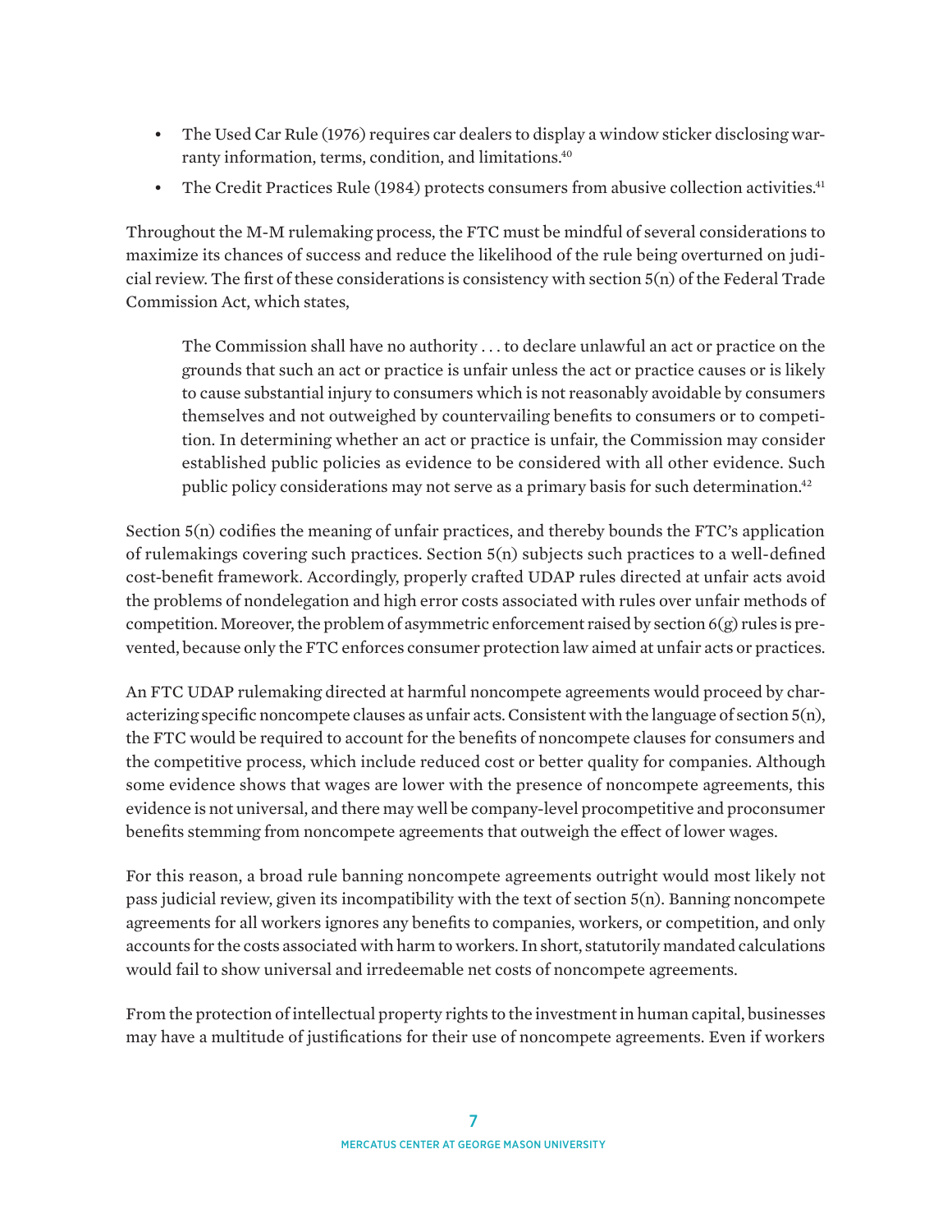- The Used Car Rule (1976) requires car dealers to display a window sticker disclosing warranty information, terms, condition, and limitations.[40]
- The Credit Practices Rule (1984) protects consumers from abusive collection activities.[41]

Throughout the M-M rulemaking process, the FTC must be mindful of several considerations to maximize its chances of success and reduce the likelihood of the rule being overturned on judicial review. The first of these considerations is consistency with section 5(n) of the Federal Trade Commission Act, which states,

> The Commission shall have no authority . . . to declare unlawful an act or practice on the grounds that such an act or practice is unfair unless the act or practice causes or is likely to cause substantial injury to consumers which is not reasonably avoidable by consumers themselves and not outweighed by countervailing benefits to consumers or to competition. In determining whether an act or practice is unfair, the Commission may consider established public policies as evidence to be considered with all other evidence. Such public policy considerations may not serve as a primary basis for such determination.[42]

Section 5(n) codifies the meaning of unfair practices, and thereby bounds the FTC's application of rulemakings covering such practices. Section 5(n) subjects such practices to a well-defined cost-benefit framework. Accordingly, properly crafted UDAP rules directed at unfair acts avoid the problems of nondelegation and high error costs associated with rules over unfair methods of competition. Moreover, the problem of asymmetric enforcement raised by section 6(g) rules is prevented, because only the FTC enforces consumer protection law aimed at unfair acts or practices.

An FTC UDAP rulemaking directed at harmful noncompete agreements would proceed by characterizing specific noncompete clauses as unfair acts. Consistent with the language of section 5(n), the FTC would be required to account for the benefits of noncompete clauses for consumers and the competitive process, which include reduced cost or better quality for companies. Although some evidence shows that wages are lower with the presence of noncompete agreements, this evidence is not universal, and there may well be company-level procompetitive and proconsumer benefits stemming from noncompete agreements that outweigh the effect of lower wages.

For this reason, a broad rule banning noncompete agreements outright would most likely not pass judicial review, given its incompatibility with the text of section 5(n). Banning noncompete agreements for all workers ignores any benefits to companies, workers, or competition, and only accounts for the costs associated with harm to workers. In short, statutorily mandated calculations would fail to show universal and irredeemable net costs of noncompete agreements.

From the protection of intellectual property rights to the investment in human capital, businesses may have a multitude of justifications for their use of noncompete agreements. Even if workers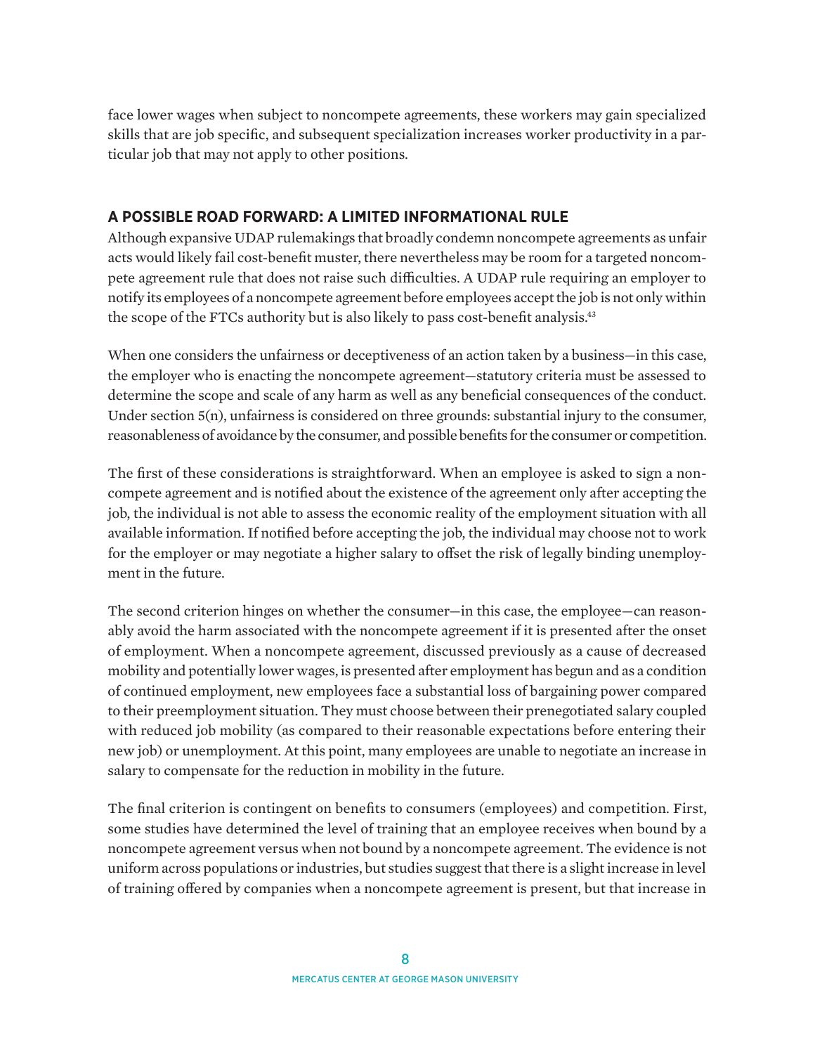face lower wages when subject to noncompete agreements, these workers may gain specialized skills that are job specific, and subsequent specialization increases worker productivity in a particular job that may not apply to other positions.

## A POSSIBLE ROAD FORWARD: A LIMITED INFORMATIONAL RULE

Although expansive UDAP rulemakings that broadly condemn noncompete agreements as unfair acts would likely fail cost-benefit muster, there nevertheless may be room for a targeted noncompete agreement rule that does not raise such difficulties. A UDAP rule requiring an employer to notify its employees of a noncompete agreement before employees accept the job is not only within the scope of the FTCs authority but is also likely to pass cost-benefit analysis.[43]

When one considers the unfairness or deceptiveness of an action taken by a business—in this case, the employer who is enacting the noncompete agreement—statutory criteria must be assessed to determine the scope and scale of any harm as well as any beneficial consequences of the conduct. Under section 5(n), unfairness is considered on three grounds: substantial injury to the consumer, reasonableness of avoidance by the consumer, and possible benefits for the consumer or competition.

The first of these considerations is straightforward. When an employee is asked to sign a noncompete agreement and is notified about the existence of the agreement only after accepting the job, the individual is not able to assess the economic reality of the employment situation with all available information. If notified before accepting the job, the individual may choose not to work for the employer or may negotiate a higher salary to offset the risk of legally binding unemployment in the future.

The second criterion hinges on whether the consumer—in this case, the employee—can reasonably avoid the harm associated with the noncompete agreement if it is presented after the onset of employment. When a noncompete agreement, discussed previously as a cause of decreased mobility and potentially lower wages, is presented after employment has begun and as a condition of continued employment, new employees face a substantial loss of bargaining power compared to their preemployment situation. They must choose between their prenegotiated salary coupled with reduced job mobility (as compared to their reasonable expectations before entering their new job) or unemployment. At this point, many employees are unable to negotiate an increase in salary to compensate for the reduction in mobility in the future.

The final criterion is contingent on benefits to consumers (employees) and competition. First, some studies have determined the level of training that an employee receives when bound by a noncompete agreement versus when not bound by a noncompete agreement. The evidence is not uniform across populations or industries, but studies suggest that there is a slight increase in level of training offered by companies when a noncompete agreement is present, but that increase in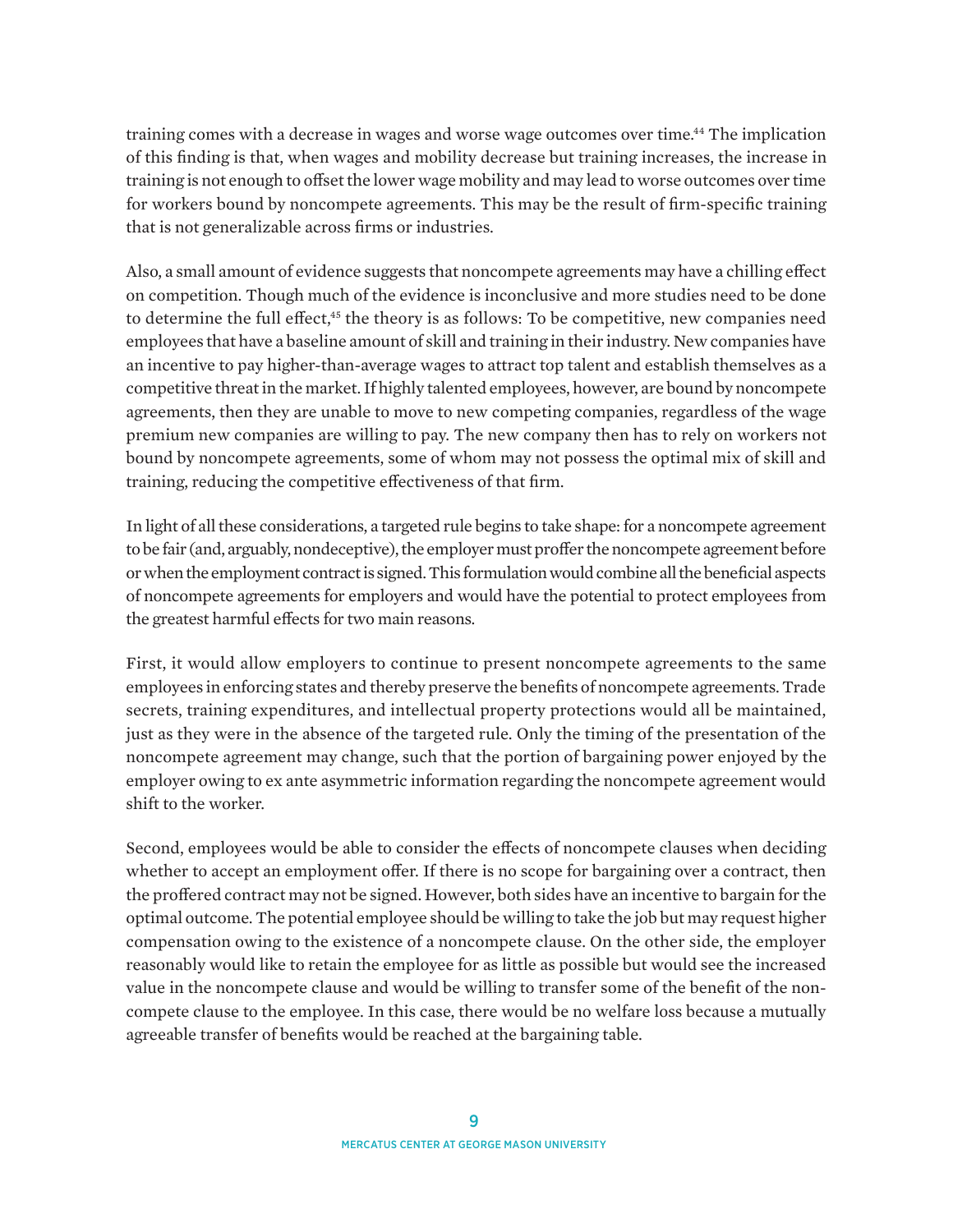training comes with a decrease in wages and worse wage outcomes over time.[44] The implication of this finding is that, when wages and mobility decrease but training increases, the increase in training is not enough to offset the lower wage mobility and may lead to worse outcomes over time for workers bound by noncompete agreements. This may be the result of firm-specific training that is not generalizable across firms or industries.

Also, a small amount of evidence suggests that noncompete agreements may have a chilling effect on competition. Though much of the evidence is inconclusive and more studies need to be done to determine the full effect,[45] the theory is as follows: To be competitive, new companies need employees that have a baseline amount of skill and training in their industry. New companies have an incentive to pay higher-than-average wages to attract top talent and establish themselves as a competitive threat in the market. If highly talented employees, however, are bound by noncompete agreements, then they are unable to move to new competing companies, regardless of the wage premium new companies are willing to pay. The new company then has to rely on workers not bound by noncompete agreements, some of whom may not possess the optimal mix of skill and training, reducing the competitive effectiveness of that firm.

In light of all these considerations, a targeted rule begins to take shape: for a noncompete agreement to be fair (and, arguably, nondeceptive), the employer must proffer the noncompete agreement before or when the employment contract is signed. This formulation would combine all the beneficial aspects of noncompete agreements for employers and would have the potential to protect employees from the greatest harmful effects for two main reasons.

First, it would allow employers to continue to present noncompete agreements to the same employees in enforcing states and thereby preserve the benefits of noncompete agreements. Trade secrets, training expenditures, and intellectual property protections would all be maintained, just as they were in the absence of the targeted rule. Only the timing of the presentation of the noncompete agreement may change, such that the portion of bargaining power enjoyed by the employer owing to ex ante asymmetric information regarding the noncompete agreement would shift to the worker.

Second, employees would be able to consider the effects of noncompete clauses when deciding whether to accept an employment offer. If there is no scope for bargaining over a contract, then the proffered contract may not be signed. However, both sides have an incentive to bargain for the optimal outcome. The potential employee should be willing to take the job but may request higher compensation owing to the existence of a noncompete clause. On the other side, the employer reasonably would like to retain the employee for as little as possible but would see the increased value in the noncompete clause and would be willing to transfer some of the benefit of the noncompete clause to the employee. In this case, there would be no welfare loss because a mutually agreeable transfer of benefits would be reached at the bargaining table.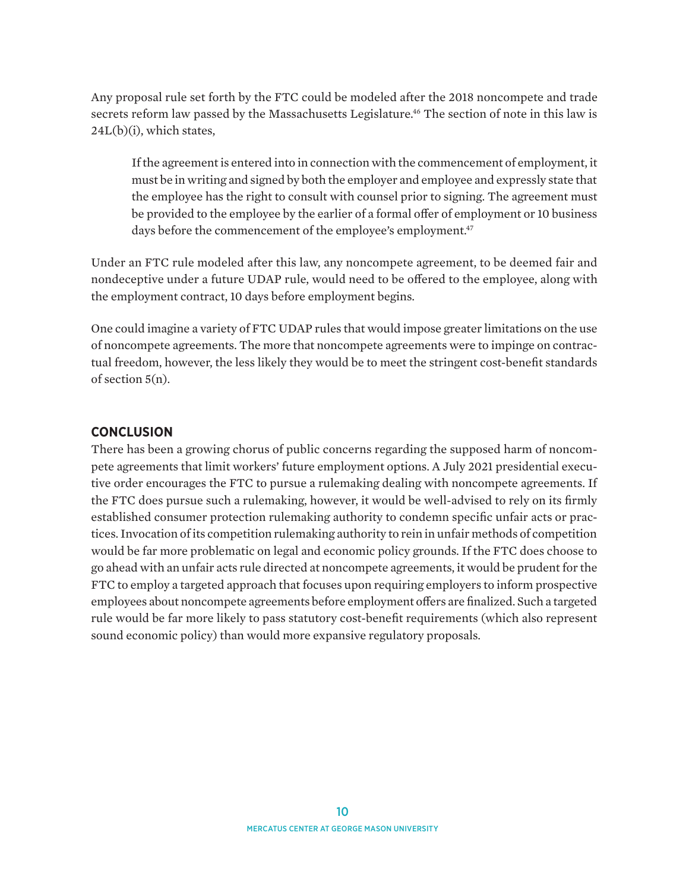Any proposal rule set forth by the FTC could be modeled after the 2018 noncompete and trade secrets reform law passed by the Massachusetts Legislature.[46] The section of note in this law is 24L(b)(i), which states,

> If the agreement is entered into in connection with the commencement of employment, it must be in writing and signed by both the employer and employee and expressly state that the employee has the right to consult with counsel prior to signing. The agreement must be provided to the employee by the earlier of a formal offer of employment or 10 business days before the commencement of the employee's employment.[47]

Under an FTC rule modeled after this law, any noncompete agreement, to be deemed fair and nondeceptive under a future UDAP rule, would need to be offered to the employee, along with the employment contract, 10 days before employment begins.

One could imagine a variety of FTC UDAP rules that would impose greater limitations on the use of noncompete agreements. The more that noncompete agreements were to impinge on contractual freedom, however, the less likely they would be to meet the stringent cost-benefit standards of section 5(n).

## CONCLUSION

There has been a growing chorus of public concerns regarding the supposed harm of noncompete agreements that limit workers' future employment options. A July 2021 presidential executive order encourages the FTC to pursue a rulemaking dealing with noncompete agreements. If the FTC does pursue such a rulemaking, however, it would be well-advised to rely on its firmly established consumer protection rulemaking authority to condemn specific unfair acts or practices. Invocation of its competition rulemaking authority to rein in unfair methods of competition would be far more problematic on legal and economic policy grounds. If the FTC does choose to go ahead with an unfair acts rule directed at noncompete agreements, it would be prudent for the FTC to employ a targeted approach that focuses upon requiring employers to inform prospective employees about noncompete agreements before employment offers are finalized. Such a targeted rule would be far more likely to pass statutory cost-benefit requirements (which also represent sound economic policy) than would more expansive regulatory proposals.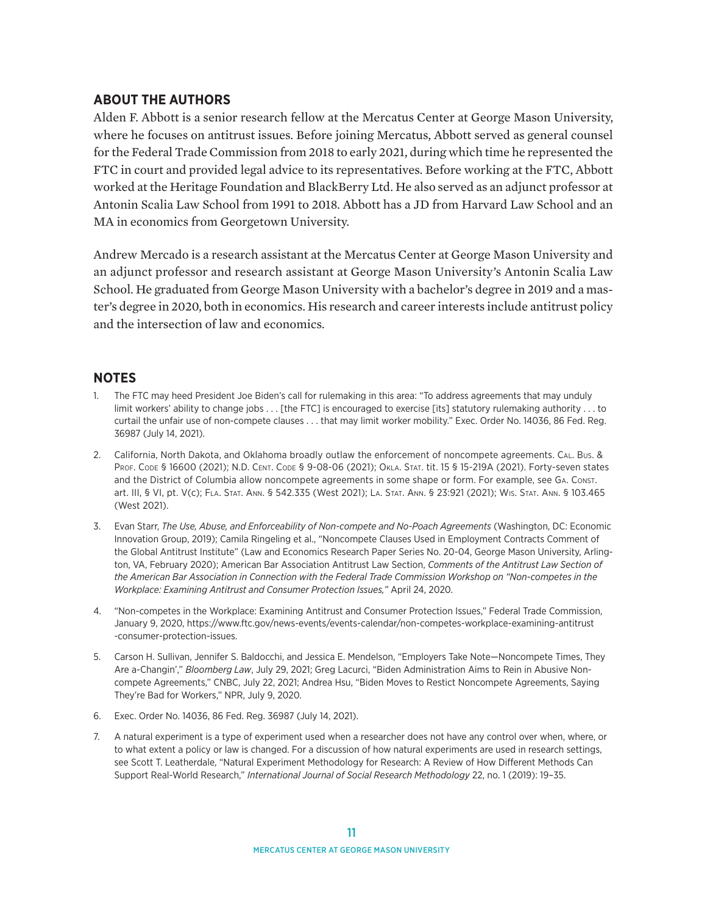## ABOUT THE AUTHORS

Alden F. Abbott is a senior research fellow at the Mercatus Center at George Mason University, where he focuses on antitrust issues. Before joining Mercatus, Abbott served as general counsel for the Federal Trade Commission from 2018 to early 2021, during which time he represented the FTC in court and provided legal advice to its representatives. Before working at the FTC, Abbott worked at the Heritage Foundation and BlackBerry Ltd. He also served as an adjunct professor at Antonin Scalia Law School from 1991 to 2018. Abbott has a JD from Harvard Law School and an MA in economics from Georgetown University.

Andrew Mercado is a research assistant at the Mercatus Center at George Mason University and an adjunct professor and research assistant at George Mason University's Antonin Scalia Law School. He graduated from George Mason University with a bachelor's degree in 2019 and a master's degree in 2020, both in economics. His research and career interests include antitrust policy and the intersection of law and economics.

## NOTES

1. The FTC may heed President Joe Biden's call for rulemaking in this area: "To address agreements that may unduly limit workers' ability to change jobs . . . [the FTC] is encouraged to exercise [its] statutory rulemaking authority . . . to curtail the unfair use of non-compete clauses . . . that may limit worker mobility." Exec. Order No. 14036, 86 Fed. Reg. 36987 (July 14, 2021).
2. California, North Dakota, and Oklahoma broadly outlaw the enforcement of noncompete agreements. Cal. Bus. & Prof. Code § 16600 (2021); N.D. Cent. Code § 9-08-06 (2021); Okla. Stat. tit. 15 § 15-219A (2021). Forty-seven states and the District of Columbia allow noncompete agreements in some shape or form. For example, see Ga. Const. art. III, § VI, pt. V(c); Fla. Stat. Ann. § 542.335 (West 2021); La. Stat. Ann. § 23:921 (2021); Wis. Stat. Ann. § 103.465 (West 2021).
3. Evan Starr, *The Use, Abuse, and Enforceability of Non-compete and No-Poach Agreements* (Washington, DC: Economic Innovation Group, 2019); Camila Ringeling et al., "Noncompete Clauses Used in Employment Contracts Comment of the Global Antitrust Institute" (Law and Economics Research Paper Series No. 20-04, George Mason University, Arlington, VA, February 2020); American Bar Association Antitrust Law Section, *Comments of the Antitrust Law Section of the American Bar Association in Connection with the Federal Trade Commission Workshop on "Non-competes in the Workplace: Examining Antitrust and Consumer Protection Issues,"* April 24, 2020.
4. "Non-competes in the Workplace: Examining Antitrust and Consumer Protection Issues," Federal Trade Commission, January 9, 2020, https://www.ftc.gov/news-events/events-calendar/non-competes-workplace-examining-antitrust-consumer-protection-issues.
5. Carson H. Sullivan, Jennifer S. Baldocchi, and Jessica E. Mendelson, "Employers Take Note—Noncompete Times, They Are a-Changin'," *Bloomberg Law*, July 29, 2021; Greg Lacurci, "Biden Administration Aims to Rein in Abusive Non-compete Agreements," CNBC, July 22, 2021; Andrea Hsu, "Biden Moves to Restict Noncompete Agreements, Saying They're Bad for Workers," NPR, July 9, 2020.
6. Exec. Order No. 14036, 86 Fed. Reg. 36987 (July 14, 2021).
7. A natural experiment is a type of experiment used when a researcher does not have any control over when, where, or to what extent a policy or law is changed. For a discussion of how natural experiments are used in research settings, see Scott T. Leatherdale, "Natural Experiment Methodology for Research: A Review of How Different Methods Can Support Real-World Research," *International Journal of Social Research Methodology* 22, no. 1 (2019): 19–35.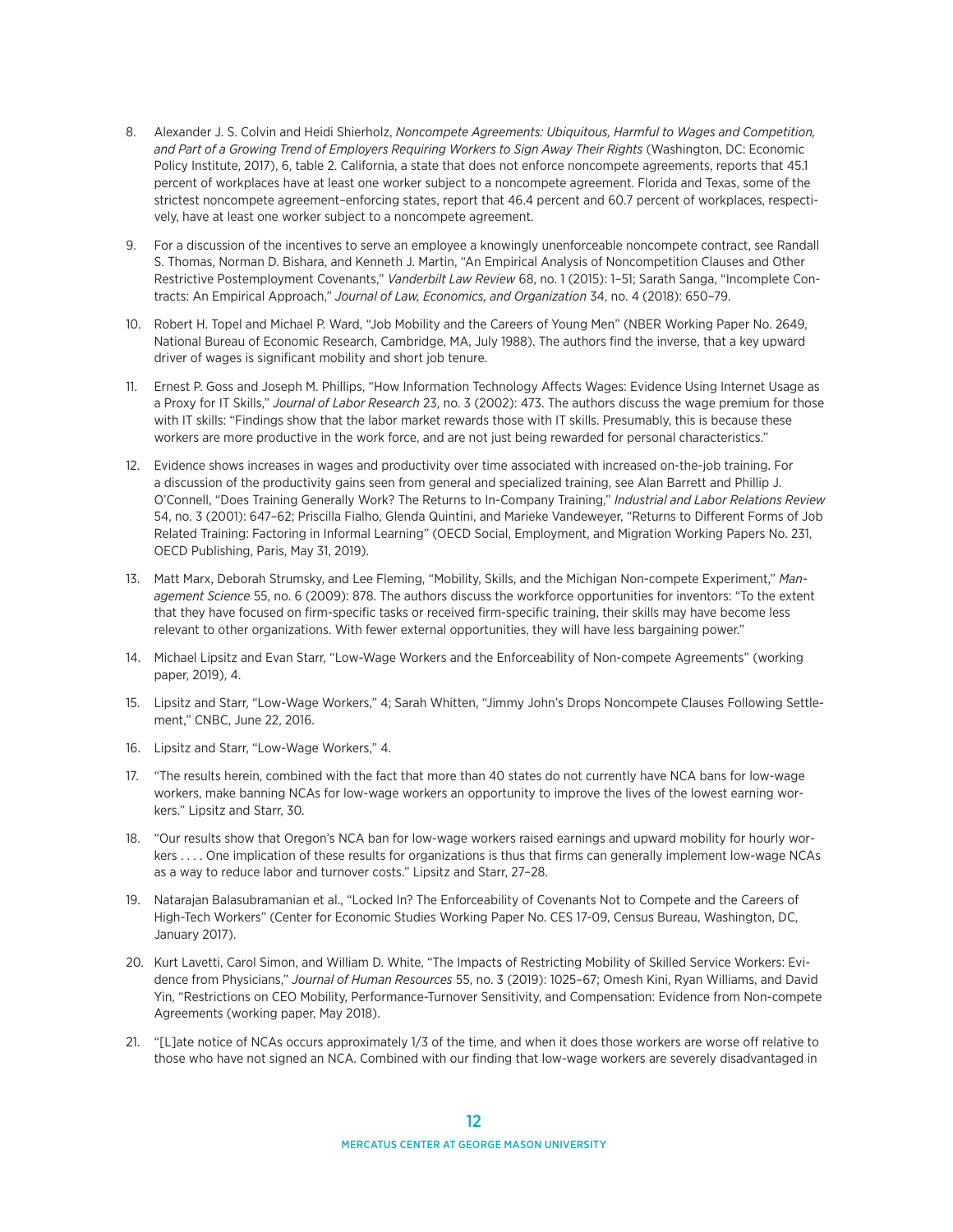8. Alexander J. S. Colvin and Heidi Shierholz, *Noncompete Agreements: Ubiquitous, Harmful to Wages and Competition, and Part of a Growing Trend of Employers Requiring Workers to Sign Away Their Rights* (Washington, DC: Economic Policy Institute, 2017), 6, table 2. California, a state that does not enforce noncompete agreements, reports that 45.1 percent of workplaces have at least one worker subject to a noncompete agreement. Florida and Texas, some of the strictest noncompete agreement–enforcing states, report that 46.4 percent and 60.7 percent of workplaces, respectively, have at least one worker subject to a noncompete agreement.

9. For a discussion of the incentives to serve an employee a knowingly unenforceable noncompete contract, see Randall S. Thomas, Norman D. Bishara, and Kenneth J. Martin, "An Empirical Analysis of Noncompetition Clauses and Other Restrictive Postemployment Covenants," *Vanderbilt Law Review* 68, no. 1 (2015): 1–51; Sarath Sanga, "Incomplete Contracts: An Empirical Approach," *Journal of Law, Economics, and Organization* 34, no. 4 (2018): 650–79.

10. Robert H. Topel and Michael P. Ward, "Job Mobility and the Careers of Young Men" (NBER Working Paper No. 2649, National Bureau of Economic Research, Cambridge, MA, July 1988). The authors find the inverse, that a key upward driver of wages is significant mobility and short job tenure.

11. Ernest P. Goss and Joseph M. Phillips, "How Information Technology Affects Wages: Evidence Using Internet Usage as a Proxy for IT Skills," *Journal of Labor Research* 23, no. 3 (2002): 473. The authors discuss the wage premium for those with IT skills: "Findings show that the labor market rewards those with IT skills. Presumably, this is because these workers are more productive in the work force, and are not just being rewarded for personal characteristics."

12. Evidence shows increases in wages and productivity over time associated with increased on-the-job training. For a discussion of the productivity gains seen from general and specialized training, see Alan Barrett and Phillip J. O'Connell, "Does Training Generally Work? The Returns to In-Company Training," *Industrial and Labor Relations Review* 54, no. 3 (2001): 647–62; Priscilla Fialho, Glenda Quintini, and Marieke Vandeweyer, "Returns to Different Forms of Job Related Training: Factoring in Informal Learning" (OECD Social, Employment, and Migration Working Papers No. 231, OECD Publishing, Paris, May 31, 2019).

13. Matt Marx, Deborah Strumsky, and Lee Fleming, "Mobility, Skills, and the Michigan Non-compete Experiment," *Management Science* 55, no. 6 (2009): 878. The authors discuss the workforce opportunities for inventors: "To the extent that they have focused on firm-specific tasks or received firm-specific training, their skills may have become less relevant to other organizations. With fewer external opportunities, they will have less bargaining power."

14. Michael Lipsitz and Evan Starr, "Low-Wage Workers and the Enforceability of Non-compete Agreements" (working paper, 2019), 4.

15. Lipsitz and Starr, "Low-Wage Workers," 4; Sarah Whitten, "Jimmy John's Drops Noncompete Clauses Following Settlement," CNBC, June 22, 2016.

16. Lipsitz and Starr, "Low-Wage Workers," 4.

17. "The results herein, combined with the fact that more than 40 states do not currently have NCA bans for low-wage workers, make banning NCAs for low-wage workers an opportunity to improve the lives of the lowest earning workers." Lipsitz and Starr, 30.

18. "Our results show that Oregon's NCA ban for low-wage workers raised earnings and upward mobility for hourly workers . . . . One implication of these results for organizations is thus that firms can generally implement low-wage NCAs as a way to reduce labor and turnover costs." Lipsitz and Starr, 27–28.

19. Natarajan Balasubramanian et al., "Locked In? The Enforceability of Covenants Not to Compete and the Careers of High-Tech Workers" (Center for Economic Studies Working Paper No. CES 17-09, Census Bureau, Washington, DC, January 2017).

20. Kurt Lavetti, Carol Simon, and William D. White, "The Impacts of Restricting Mobility of Skilled Service Workers: Evidence from Physicians," *Journal of Human Resources* 55, no. 3 (2019): 1025–67; Omesh Kini, Ryan Williams, and David Yin, "Restrictions on CEO Mobility, Performance-Turnover Sensitivity, and Compensation: Evidence from Non-compete Agreements (working paper, May 2018).

21. "[L]ate notice of NCAs occurs approximately 1/3 of the time, and when it does those workers are worse off relative to those who have not signed an NCA. Combined with our finding that low-wage workers are severely disadvantaged in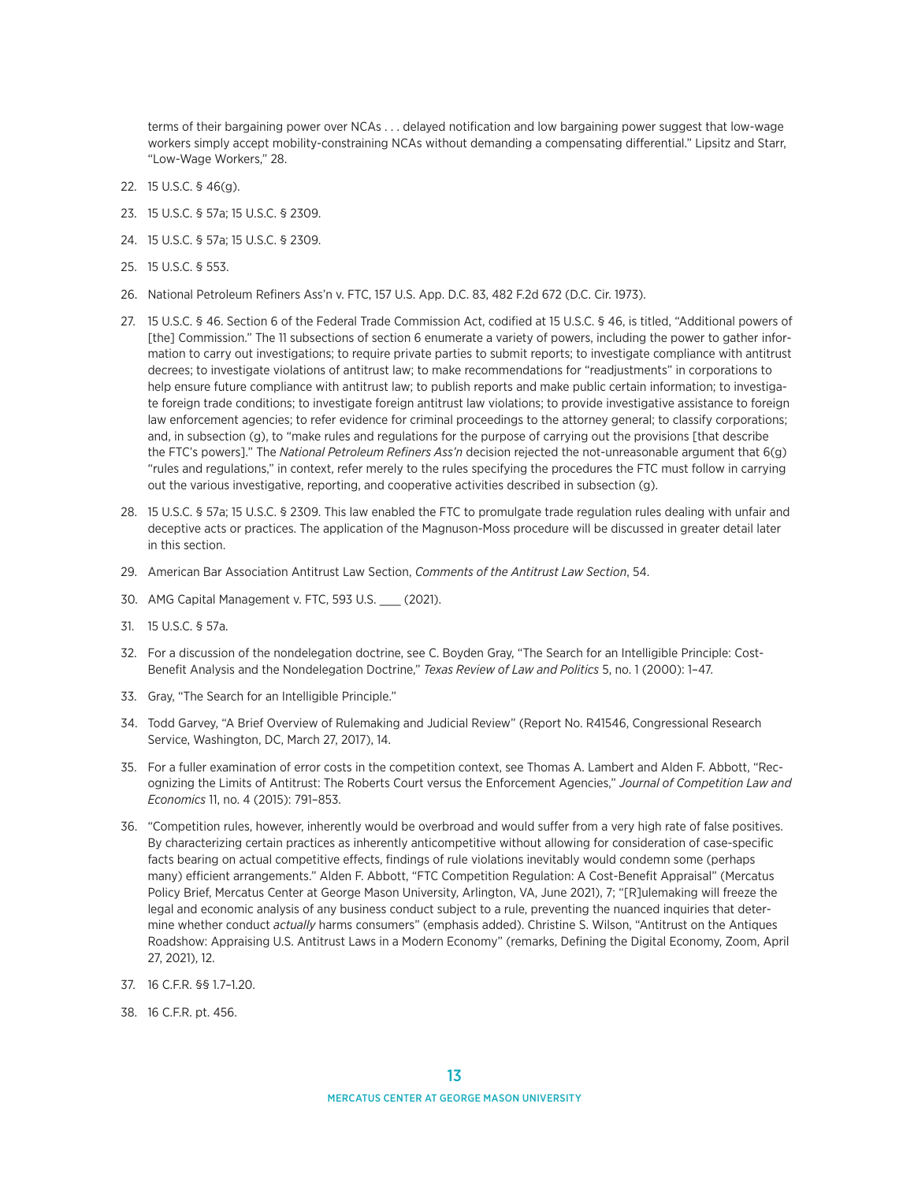terms of their bargaining power over NCAs . . . delayed notification and low bargaining power suggest that low-wage workers simply accept mobility-constraining NCAs without demanding a compensating differential." Lipsitz and Starr, "Low-Wage Workers," 28.

22. 15 U.S.C. § 46(g).
23. 15 U.S.C. § 57a; 15 U.S.C. § 2309.
24. 15 U.S.C. § 57a; 15 U.S.C. § 2309.
25. 15 U.S.C. § 553.
26. National Petroleum Refiners Ass'n v. FTC, 157 U.S. App. D.C. 83, 482 F.2d 672 (D.C. Cir. 1973).
27. 15 U.S.C. § 46. Section 6 of the Federal Trade Commission Act, codified at 15 U.S.C. § 46, is titled, "Additional powers of [the] Commission." The 11 subsections of section 6 enumerate a variety of powers, including the power to gather information to carry out investigations; to require private parties to submit reports; to investigate compliance with antitrust decrees; to investigate violations of antitrust law; to make recommendations for "readjustments" in corporations to help ensure future compliance with antitrust law; to publish reports and make public certain information; to investigate foreign trade conditions; to investigate foreign antitrust law violations; to provide investigative assistance to foreign law enforcement agencies; to refer evidence for criminal proceedings to the attorney general; to classify corporations; and, in subsection (g), to "make rules and regulations for the purpose of carrying out the provisions [that describe the FTC's powers]." The *National Petroleum Refiners Ass'n* decision rejected the not-unreasonable argument that 6(g) "rules and regulations," in context, refer merely to the rules specifying the procedures the FTC must follow in carrying out the various investigative, reporting, and cooperative activities described in subsection (g).
28. 15 U.S.C. § 57a; 15 U.S.C. § 2309. This law enabled the FTC to promulgate trade regulation rules dealing with unfair and deceptive acts or practices. The application of the Magnuson-Moss procedure will be discussed in greater detail later in this section.
29. American Bar Association Antitrust Law Section, *Comments of the Antitrust Law Section*, 54.
30. AMG Capital Management v. FTC, 593 U.S. ___ (2021).
31. 15 U.S.C. § 57a.
32. For a discussion of the nondelegation doctrine, see C. Boyden Gray, "The Search for an Intelligible Principle: Cost-Benefit Analysis and the Nondelegation Doctrine," *Texas Review of Law and Politics* 5, no. 1 (2000): 1–47.
33. Gray, "The Search for an Intelligible Principle."
34. Todd Garvey, "A Brief Overview of Rulemaking and Judicial Review" (Report No. R41546, Congressional Research Service, Washington, DC, March 27, 2017), 14.
35. For a fuller examination of error costs in the competition context, see Thomas A. Lambert and Alden F. Abbott, "Recognizing the Limits of Antitrust: The Roberts Court versus the Enforcement Agencies," *Journal of Competition Law and Economics* 11, no. 4 (2015): 791–853.
36. "Competition rules, however, inherently would be overbroad and would suffer from a very high rate of false positives. By characterizing certain practices as inherently anticompetitive without allowing for consideration of case-specific facts bearing on actual competitive effects, findings of rule violations inevitably would condemn some (perhaps many) efficient arrangements." Alden F. Abbott, "FTC Competition Regulation: A Cost-Benefit Appraisal" (Mercatus Policy Brief, Mercatus Center at George Mason University, Arlington, VA, June 2021), 7; "[R]ulemaking will freeze the legal and economic analysis of any business conduct subject to a rule, preventing the nuanced inquiries that determine whether conduct *actually* harms consumers" (emphasis added). Christine S. Wilson, "Antitrust on the Antiques Roadshow: Appraising U.S. Antitrust Laws in a Modern Economy" (remarks, Defining the Digital Economy, Zoom, April 27, 2021), 12.
37. 16 C.F.R. §§ 1.7–1.20.
38. 16 C.F.R. pt. 456.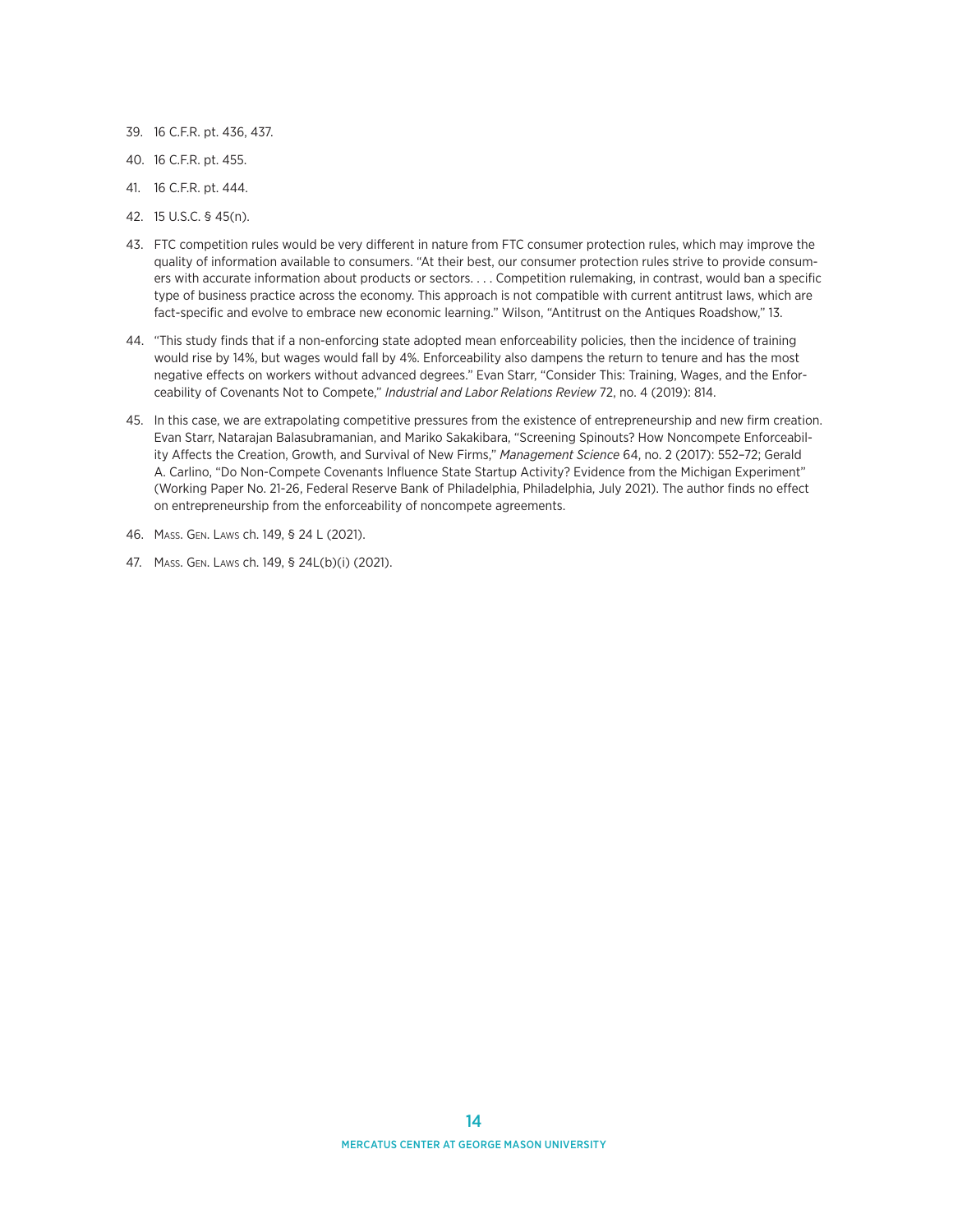39. 16 C.F.R. pt. 436, 437.

40. 16 C.F.R. pt. 455.

41. 16 C.F.R. pt. 444.

42. 15 U.S.C. § 45(n).

43. FTC competition rules would be very different in nature from FTC consumer protection rules, which may improve the quality of information available to consumers. "At their best, our consumer protection rules strive to provide consumers with accurate information about products or sectors. . . . Competition rulemaking, in contrast, would ban a specific type of business practice across the economy. This approach is not compatible with current antitrust laws, which are fact-specific and evolve to embrace new economic learning." Wilson, "Antitrust on the Antiques Roadshow," 13.

44. "This study finds that if a non-enforcing state adopted mean enforceability policies, then the incidence of training would rise by 14%, but wages would fall by 4%. Enforceability also dampens the return to tenure and has the most negative effects on workers without advanced degrees." Evan Starr, "Consider This: Training, Wages, and the Enforceability of Covenants Not to Compete," *Industrial and Labor Relations Review* 72, no. 4 (2019): 814.

45. In this case, we are extrapolating competitive pressures from the existence of entrepreneurship and new firm creation. Evan Starr, Natarajan Balasubramanian, and Mariko Sakakibara, "Screening Spinouts? How Noncompete Enforceability Affects the Creation, Growth, and Survival of New Firms," *Management Science* 64, no. 2 (2017): 552–72; Gerald A. Carlino, "Do Non-Compete Covenants Influence State Startup Activity? Evidence from the Michigan Experiment" (Working Paper No. 21-26, Federal Reserve Bank of Philadelphia, Philadelphia, July 2021). The author finds no effect on entrepreneurship from the enforceability of noncompete agreements.

46. Mass. Gen. Laws ch. 149, § 24 L (2021).

47. Mass. Gen. Laws ch. 149, § 24L(b)(i) (2021).